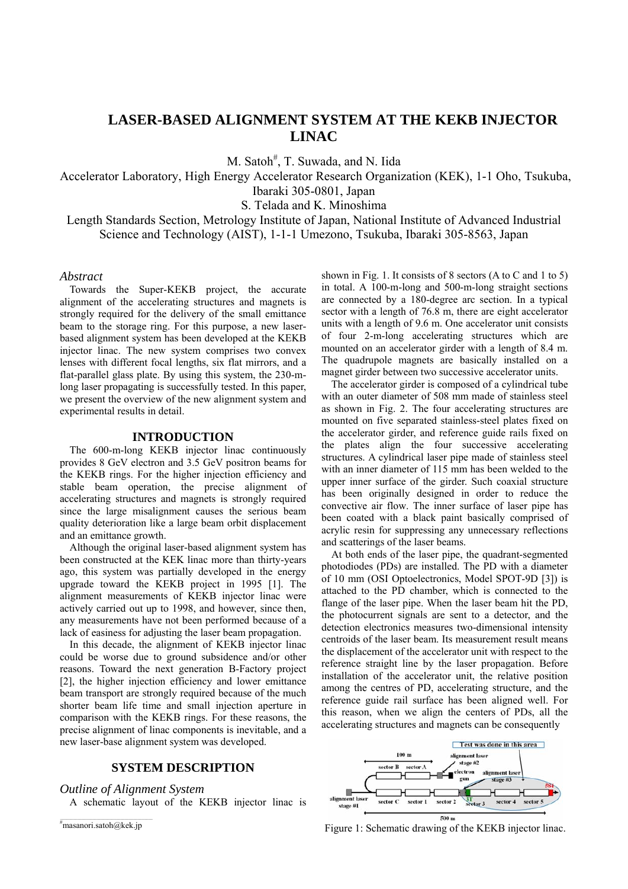# LASER-BASED ALIGNMENT SYSTEM AT THE KEKB INJECTOR LINAC

M. Satoh#, T. Suwada, and N. Iida

Accelerator Laboratory, High Energy Accelerator Research Organization (KEK), 1-1 Oho, Tsukuba, Ibaraki 305-0801, Japan

S. Telada and K. Minoshima

Length Standards Section, Metrology Institute of Japan, National Institute of Advanced Industrial Science and Technology (AIST), 1-1-1 Umezono, Tsukuba, Ibaraki 305-8563, Japan

### *Abstract*

Towards the Super-KEKB project, the accurate alignment of the accelerating structures and magnets is strongly required for the delivery of the small emittance beam to the storage ring. For this purpose, a new laser-based alignment system has been developed at the KEKB injector linac. The new system comprises two convex lenses with different focal lengths, six flat mirrors, and a flat-parallel glass plate. By using this system, the 230-m-long laser propagating is successfully tested. In this paper, we present the overview of the new alignment system and experimental results in detail.

## INTRODUCTION

The 600-m-long KEKB injector linac continuously provides 8 GeV electron and 3.5 GeV positron beams for the KEKB rings. For the higher injection efficiency and stable beam operation, the precise alignment of accelerating structures and magnets is strongly required since the large misalignment causes the serious beam quality deterioration like a large beam orbit displacement and an emittance growth.

Although the original laser-based alignment system has been constructed at the KEK linac more than thirty-years ago, this system was partially developed in the energy upgrade toward the KEKB project in 1995 [1]. The alignment measurements of KEKB injector linac were actively carried out up to 1998, and however, since then, any measurements have not been performed because of a lack of easiness for adjusting the laser beam propagation.

In this decade, the alignment of KEKB injector linac could be worse due to ground subsidence and/or other reasons. Toward the next generation B-Factory project [2], the higher injection efficiency and lower emittance beam transport are strongly required because of the much shorter beam life time and small injection aperture in comparison with the KEKB rings. For these reasons, the precise alignment of linac components is inevitable, and a new laser-base alignment system was developed.

## SYSTEM DESCRIPTION

### *Outline of Alignment System*

A schematic layout of the KEKB injector linac is shown in Fig. 1. It consists of 8 sectors (A to C and 1 to 5) in total. A 100-m-long and 500-m-long straight sections are connected by a 180-degree arc section. In a typical sector with a length of 76.8 m, there are eight accelerator units with a length of 9.6 m. One accelerator unit consists of four 2-m-long accelerating structures which are mounted on an accelerator girder with a length of 8.4 m. The quadrupole magnets are basically installed on a magnet girder between two successive accelerator units.

The accelerator girder is composed of a cylindrical tube with an outer diameter of 508 mm made of stainless steel as shown in Fig. 2. The four accelerating structures are mounted on five separated stainless-steel plates fixed on the accelerator girder, and reference guide rails fixed on the plates align the four successive accelerating structures. A cylindrical laser pipe made of stainless steel with an inner diameter of 115 mm has been welded to the upper inner surface of the girder. Such coaxial structure has been originally designed in order to reduce the convective air flow. The inner surface of laser pipe has been coated with a black paint basically comprised of acrylic resin for suppressing any unnecessary reflections and scatterings of the laser beams.

At both ends of the laser pipe, the quadrant-segmented photodiodes (PDs) are installed. The PD with a diameter of 10 mm (OSI Optoelectronics, Model SPOT-9D [3]) is attached to the PD chamber, which is connected to the flange of the laser pipe. When the laser beam hit the PD, the photocurrent signals are sent to a detector, and the detection electronics measures two-dimensional intensity centroids of the laser beam. Its measurement result means the displacement of the accelerator unit with respect to the reference straight line by the laser propagation. Before installation of the accelerator unit, the relative position among the centres of PD, accelerating structure, and the reference guide rail surface has been aligned well. For this reason, when we align the centers of PDs, all the accelerating structures and magnets can be consequently

Figure 1: Schematic drawing of the KEKB injector linac.

#masanori.satoh@kek.jp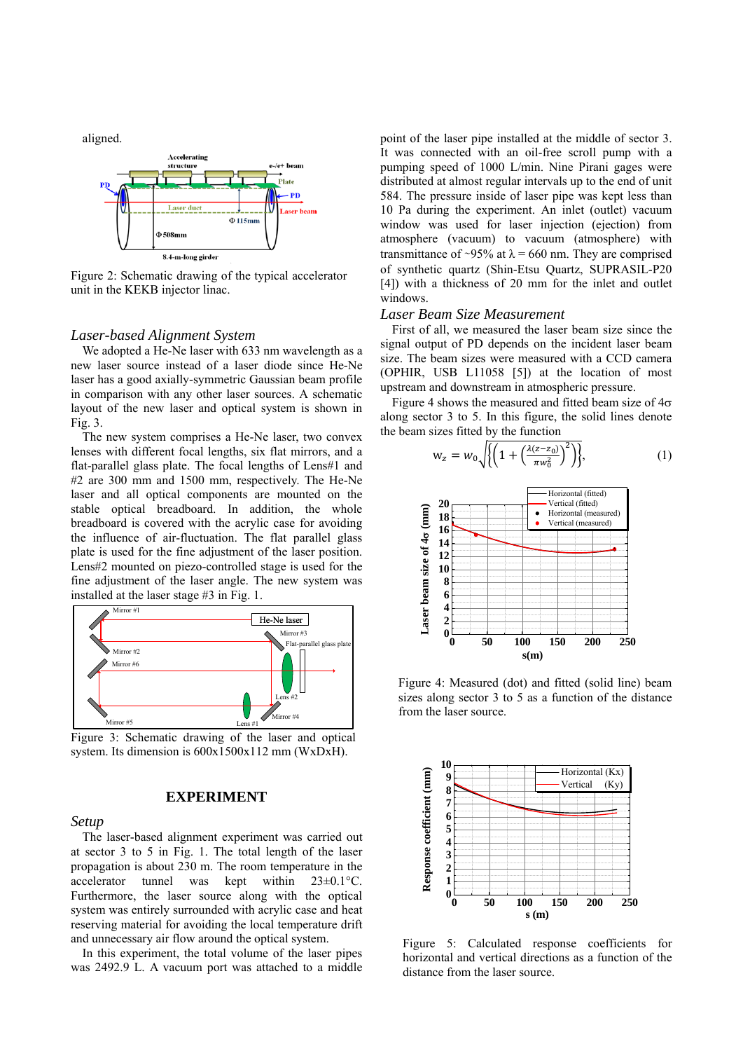aligned.

Figure 2: Schematic drawing of the typical accelerator unit in the KEKB injector linac.

## *Laser-based Alignment System*

We adopted a He-Ne laser with 633 nm wavelength as a new laser source instead of a laser diode since He-Ne laser has a good axially-symmetric Gaussian beam profile in comparison with any other laser sources. A schematic layout of the new laser and optical system is shown in Fig. 3.

The new system comprises a He-Ne laser, two convex lenses with different focal lengths, six flat mirrors, and a flat-parallel glass plate. The focal lengths of Lens#1 and #2 are 300 mm and 1500 mm, respectively. The He-Ne laser and all optical components are mounted on the stable optical breadboard. In addition, the whole breadboard is covered with the acrylic case for avoiding the influence of air-fluctuation. The flat parallel glass plate is used for the fine adjustment of the laser position. Lens#2 mounted on piezo-controlled stage is used for the fine adjustment of the laser angle. The new system was installed at the laser stage #3 in Fig. 1.

Figure 3: Schematic drawing of the laser and optical system. Its dimension is 600x1500x112 mm (WxDxH).

# EXPERIMENT

## *Setup*

The laser-based alignment experiment was carried out at sector 3 to 5 in Fig. 1. The total length of the laser propagation is about 230 m. The room temperature in the accelerator tunnel was kept within 23±0.1°C. Furthermore, the laser source along with the optical system was entirely surrounded with acrylic case and heat reserving material for avoiding the local temperature drift and unnecessary air flow around the optical system.

In this experiment, the total volume of the laser pipes was 2492.9 L. A vacuum port was attached to a middle point of the laser pipe installed at the middle of sector 3. It was connected with an oil-free scroll pump with a pumping speed of 1000 L/min. Nine Pirani gages were distributed at almost regular intervals up to the end of unit 584. The pressure inside of laser pipe was kept less than 10 Pa during the experiment. An inlet (outlet) vacuum window was used for laser injection (ejection) from atmosphere (vacuum) to vacuum (atmosphere) with transmittance of ~95% at λ = 660 nm. They are comprised of synthetic quartz (Shin-Etsu Quartz, SUPRASIL-P20 [4]) with a thickness of 20 mm for the inlet and outlet windows.

## *Laser Beam Size Measurement*

First of all, we measured the laser beam size since the signal output of PD depends on the incident laser beam size. The beam sizes were measured with a CCD camera (OPHIR, USB L11058 [5]) at the location of most upstream and downstream in atmospheric pressure.

Figure 4 shows the measured and fitted beam size of 4σ along sector 3 to 5. In this figure, the solid lines denote the beam sizes fitted by the function

$$w_z = w_0\sqrt{\left\{\left(1+\left(\frac{\lambda(z-z_0)}{\pi w_0^2}\right)^2\right)\right\}}, \quad (1)$$

Figure 4: Measured (dot) and fitted (solid line) beam sizes along sector 3 to 5 as a function of the distance from the laser source.

Figure 5: Calculated response coefficients for horizontal and vertical directions as a function of the distance from the laser source.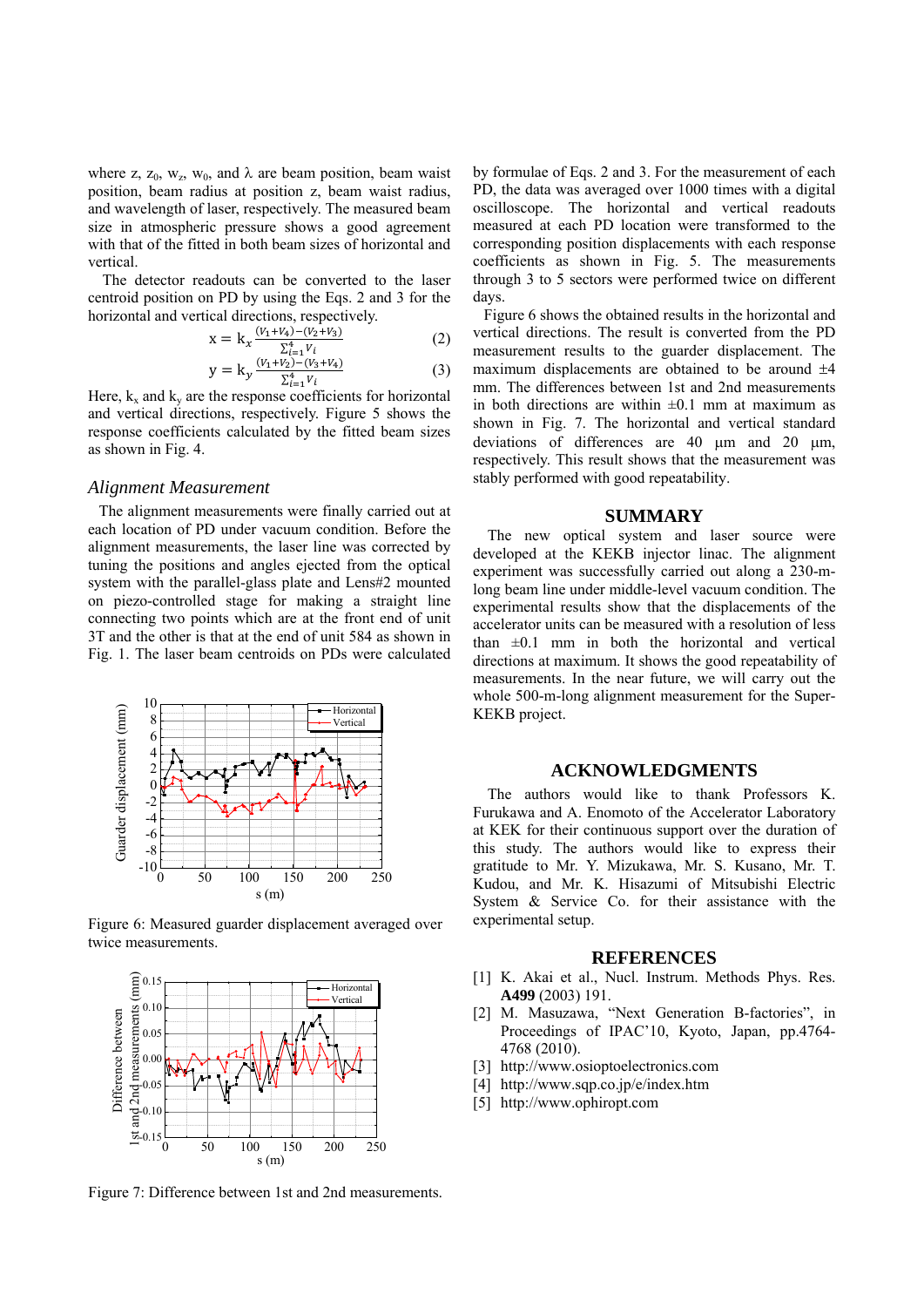where z, $z_0$, $w_z$, $w_0$, and λ are beam position, beam waist position, beam radius at position z, beam waist radius, and wavelength of laser, respectively. The measured beam size in atmospheric pressure shows a good agreement with that of the fitted in both beam sizes of horizontal and vertical.

The detector readouts can be converted to the laser centroid position on PD by using the Eqs. 2 and 3 for the horizontal and vertical directions, respectively.

$$x = k_x \frac{(V_1+V_4)-(V_2+V_3)}{\sum_{i=1}^{4} V_i} \tag{2}$$

$$y = k_y \frac{(V_1+V_2)-(V_3+V_4)}{\sum_{i=1}^{4} V_i} \tag{3}$$

Here, $k_x$ and $k_y$ are the response coefficients for horizontal and vertical directions, respectively. Figure 5 shows the response coefficients calculated by the fitted beam sizes as shown in Fig. 4.

### *Alignment Measurement*

The alignment measurements were finally carried out at each location of PD under vacuum condition. Before the alignment measurements, the laser line was corrected by tuning the positions and angles ejected from the optical system with the parallel-glass plate and Lens#2 mounted on piezo-controlled stage for making a straight line connecting two points which are at the front end of unit 3T and the other is that at the end of unit 584 as shown in Fig. 1. The laser beam centroids on PDs were calculated

Guarder displacement (mm)
10
8
6
4
2
0
-2
-4
-6
-8
-10
0
50
100
150
200
250
s (m)
Horizontal
Vertical

Figure 6: Measured guarder displacement averaged over twice measurements.

Difference between 1st and 2nd measurements (mm)
0.15
0.10
0.05
0.00
-0.05
-0.10
-0.15
0
50
100
150
200
250
s (m)
Horizontal
Vertical

Figure 7: Difference between 1st and 2nd measurements.

by formulae of Eqs. 2 and 3. For the measurement of each PD, the data was averaged over 1000 times with a digital oscilloscope. The horizontal and vertical readouts measured at each PD location were transformed to the corresponding position displacements with each response coefficients as shown in Fig. 5. The measurements through 3 to 5 sectors were performed twice on different days.

Figure 6 shows the obtained results in the horizontal and vertical directions. The result is converted from the PD measurement results to the guarder displacement. The maximum displacements are obtained to be around ±4 mm. The differences between 1st and 2nd measurements in both directions are within ±0.1 mm at maximum as shown in Fig. 7. The horizontal and vertical standard deviations of differences are 40 μm and 20 μm, respectively. This result shows that the measurement was stably performed with good repeatability.

## SUMMARY

The new optical system and laser source were developed at the KEKB injector linac. The alignment experiment was successfully carried out along a 230-m-long beam line under middle-level vacuum condition. The experimental results show that the displacements of the accelerator units can be measured with a resolution of less than ±0.1 mm in both the horizontal and vertical directions at maximum. It shows the good repeatability of measurements. In the near future, we will carry out the whole 500-m-long alignment measurement for the Super-KEKB project.

## ACKNOWLEDGMENTS

The authors would like to thank Professors K. Furukawa and A. Enomoto of the Accelerator Laboratory at KEK for their continuous support over the duration of this study. The authors would like to express their gratitude to Mr. Y. Mizukawa, Mr. S. Kusano, Mr. T. Kudou, and Mr. K. Hisazumi of Mitsubishi Electric System & Service Co. for their assistance with the experimental setup.

## REFERENCES

[1] K. Akai et al., Nucl. Instrum. Methods Phys. Res. **A499** (2003) 191.

[2] M. Masuzawa, "Next Generation B-factories", in Proceedings of IPAC'10, Kyoto, Japan, pp.4764-4768 (2010).

[3] http://www.osioptoelectronics.com

[4] http://www.sqp.co.jp/e/index.htm

[5] http://www.ophiropt.com